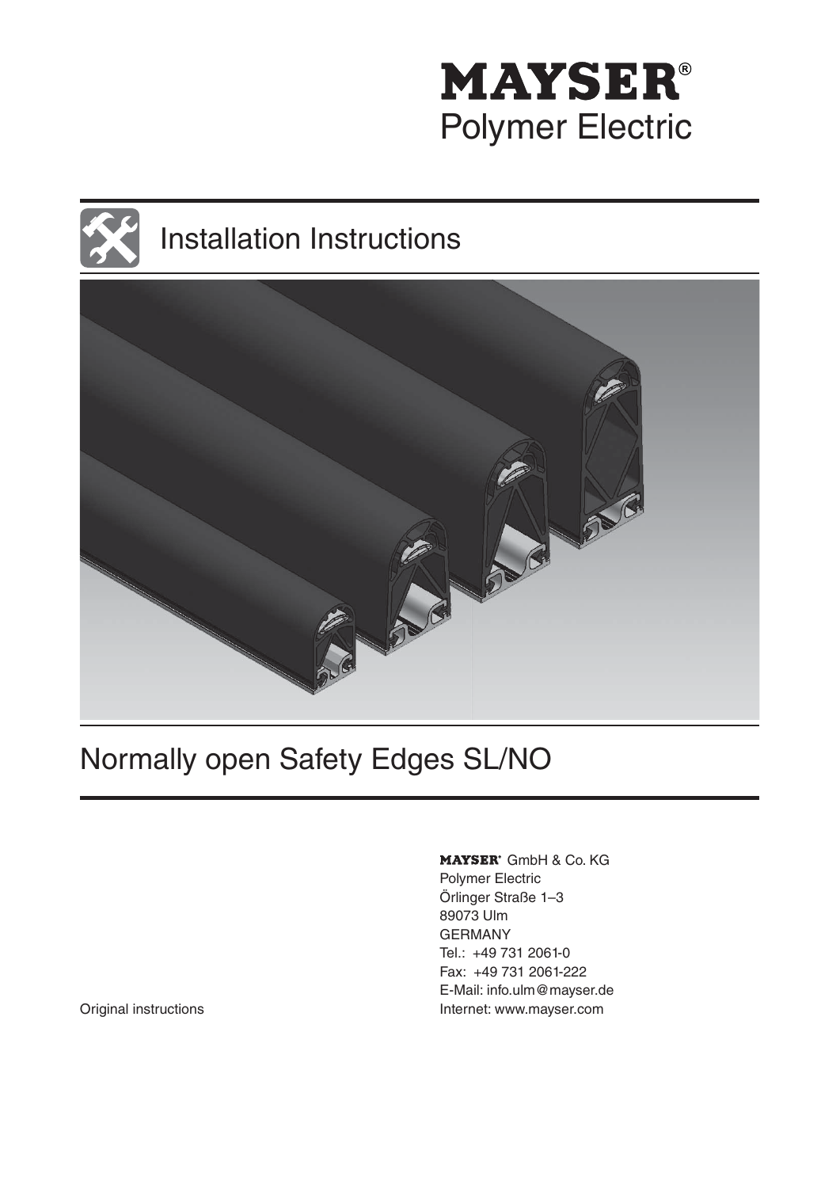**MAYSER®**
Polymer Electric

# Installation Instructions

# Normally open Safety Edges SL/NO

**MAYSER®** GmbH & Co. KG
Polymer Electric
Örlinger Straße 1–3
89073 Ulm
GERMANY
Tel.: +49 731 2061-0
Fax: +49 731 2061-222
E-Mail: info.ulm@mayser.de
Internet: www.mayser.com

Original instructions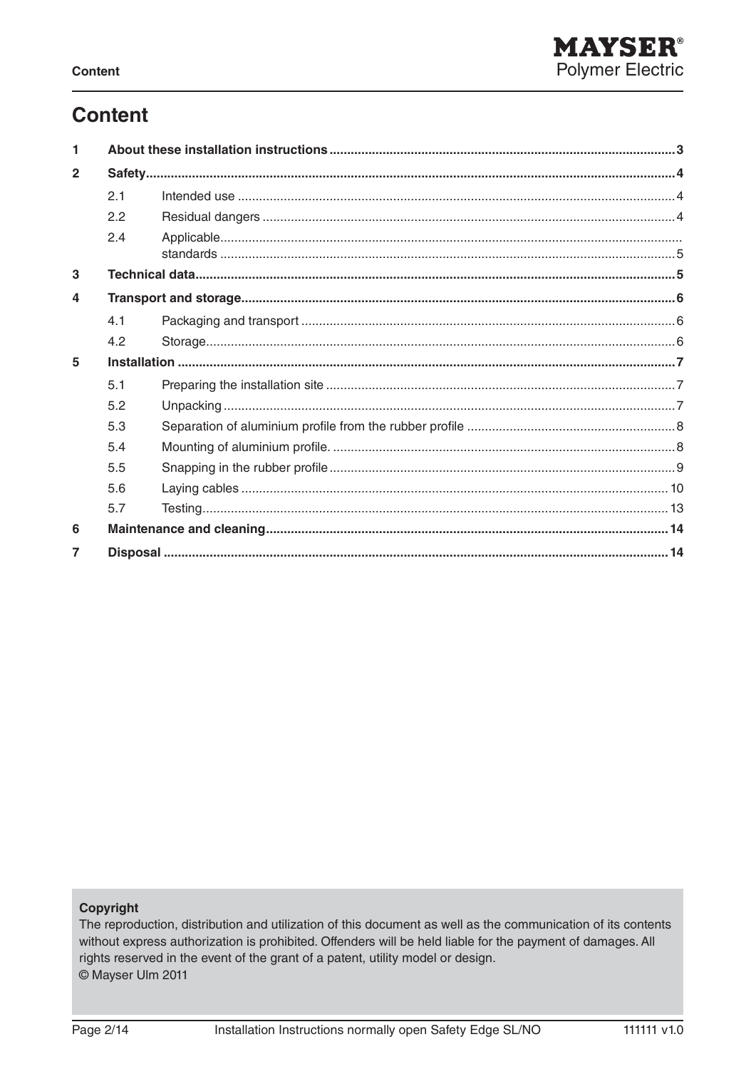# Content

| | | | |
|---|---|---|---|
| **1** | **About these installation instructions** | | **3** |
| **2** | **Safety** | | **4** |
| | 2.1 | Intended use | 4 |
| | 2.2 | Residual dangers | 4 |
| | 2.4 | Applicable standards | 5 |
| **3** | **Technical data** | | **5** |
| **4** | **Transport and storage** | | **6** |
| | 4.1 | Packaging and transport | 6 |
| | 4.2 | Storage | 6 |
| **5** | **Installation** | | **7** |
| | 5.1 | Preparing the installation site | 7 |
| | 5.2 | Unpacking | 7 |
| | 5.3 | Separation of aluminium profile from the rubber profile | 8 |
| | 5.4 | Mounting of aluminium profile. | 8 |
| | 5.5 | Snapping in the rubber profile | 9 |
| | 5.6 | Laying cables | 10 |
| | 5.7 | Testing | 13 |
| **6** | **Maintenance and cleaning** | | **14** |
| **7** | **Disposal** | | **14** |

**Copyright**

The reproduction, distribution and utilization of this document as well as the communication of its contents without express authorization is prohibited. Offenders will be held liable for the payment of damages. All rights reserved in the event of the grant of a patent, utility model or design.

© Mayser Ulm 2011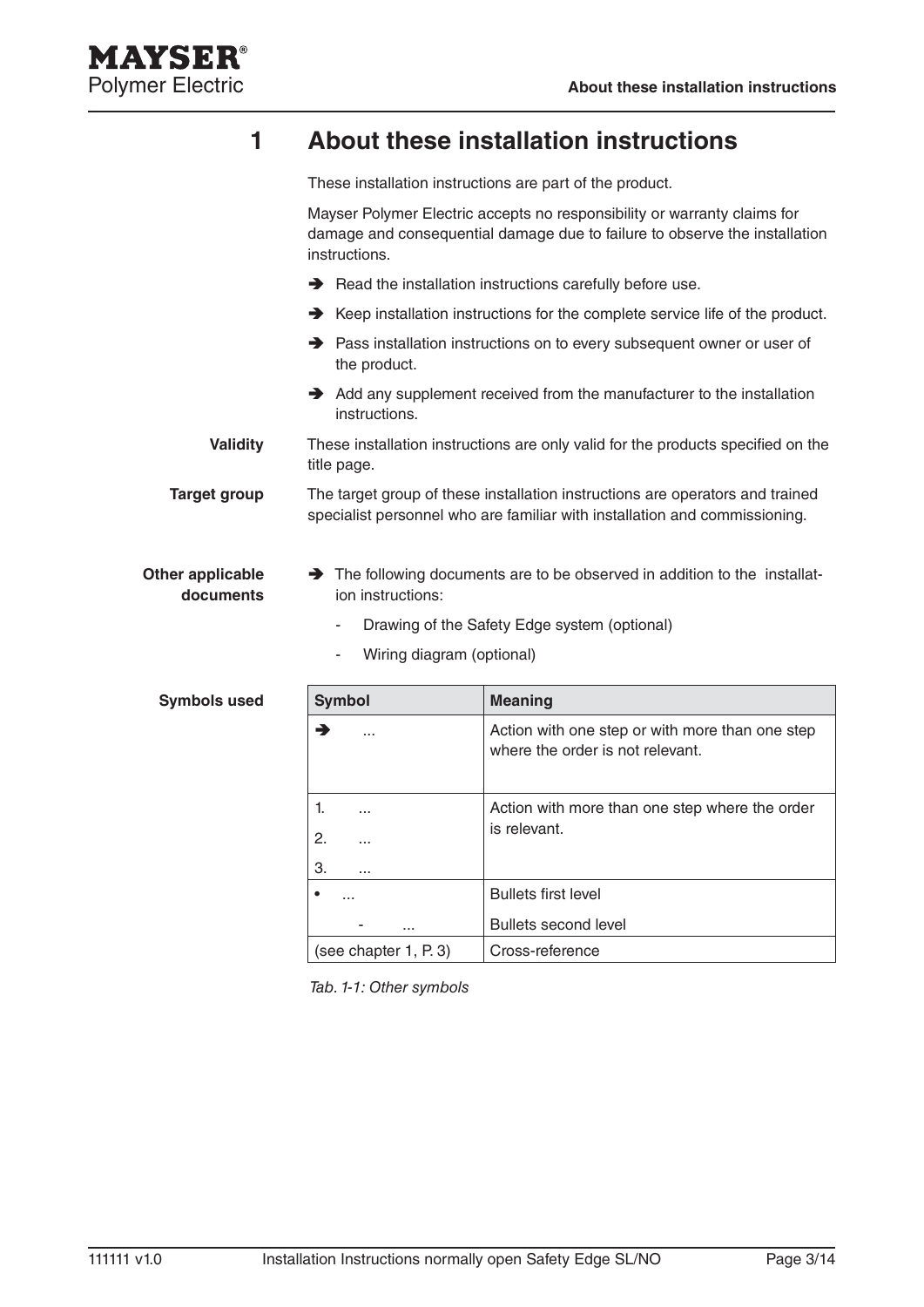# 1 About these installation instructions

These installation instructions are part of the product.

Mayser Polymer Electric accepts no responsibility or warranty claims for damage and consequential damage due to failure to observe the installation instructions.

➔ Read the installation instructions carefully before use.

➔ Keep installation instructions for the complete service life of the product.

➔ Pass installation instructions on to every subsequent owner or user of the product.

➔ Add any supplement received from the manufacturer to the installation instructions.

**Validity**

These installation instructions are only valid for the products specified on the title page.

**Target group**

The target group of these installation instructions are operators and trained specialist personnel who are familiar with installation and commissioning.

**Other applicable documents**

➔ The following documents are to be observed in addition to the installation instructions:

- Drawing of the Safety Edge system (optional)
- Wiring diagram (optional)

**Symbols used**

| Symbol | Meaning |
|---|---|
| ➔ ... | Action with one step or with more than one step where the order is not relevant. |
| 1. ...<br>2. ...<br>3. ... | Action with more than one step where the order is relevant. |
| • ...<br>- ... | Bullets first level<br>Bullets second level |
| (see chapter 1, P. 3) | Cross-reference |

*Tab. 1-1: Other symbols*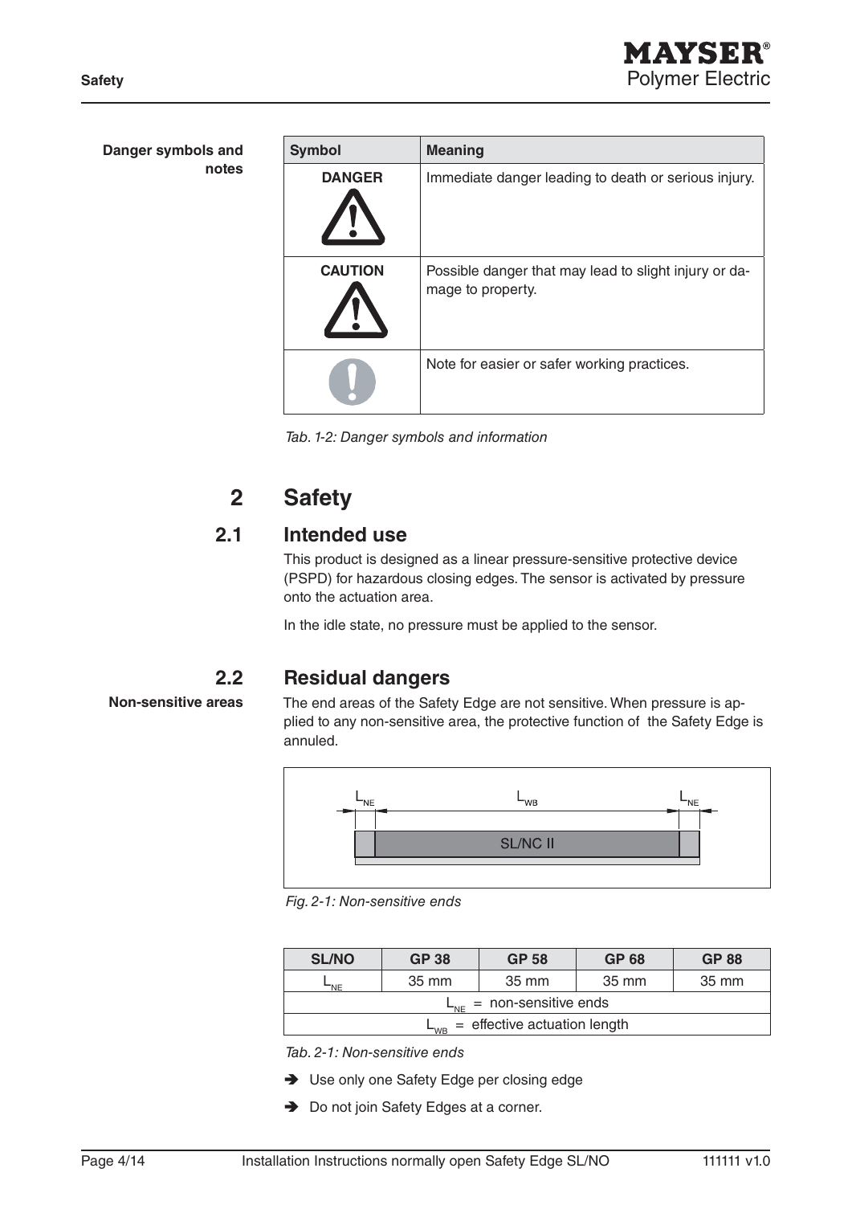**Danger symbols and notes**

| Symbol | Meaning |
|---|---|
| DANGER ⚠ | Immediate danger leading to death or serious injury. |
| CAUTION ⚠ | Possible danger that may lead to slight injury or damage to property. |
| ❗ | Note for easier or safer working practices. |

*Tab. 1-2: Danger symbols and information*

# 2 Safety

## 2.1 Intended use

This product is designed as a linear pressure-sensitive protective device (PSPD) for hazardous closing edges. The sensor is activated by pressure onto the actuation area.

In the idle state, no pressure must be applied to the sensor.

## 2.2 Residual dangers

**Non-sensitive areas**

The end areas of the Safety Edge are not sensitive. When pressure is applied to any non-sensitive area, the protective function of the Safety Edge is annuled.

$L_{NE}$ $L_{WB}$ $L_{NE}$

SL/NC II

*Fig. 2-1: Non-sensitive ends*

| SL/NO | GP 38 | GP 58 | GP 68 | GP 88 |
|---|---|---|---|---|
| $L_{NE}$ | 35 mm | 35 mm | 35 mm | 35 mm |
| $L_{NE}$ = non-sensitive ends | | | | |
| $L_{WB}$ = effective actuation length | | | | |

*Tab. 2-1: Non-sensitive ends*

- ➔ Use only one Safety Edge per closing edge
- ➔ Do not join Safety Edges at a corner.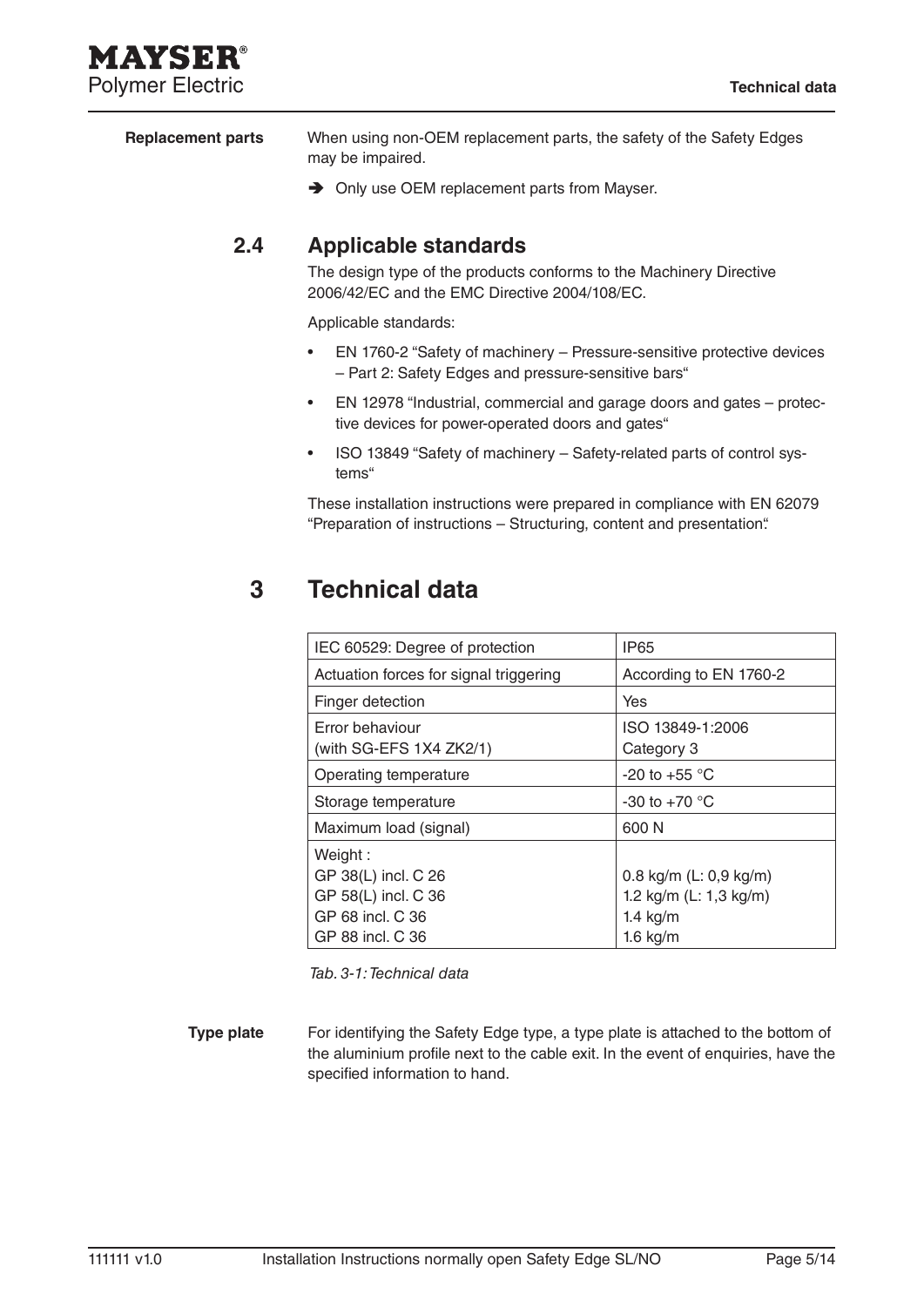**Replacement parts**

When using non-OEM replacement parts, the safety of the Safety Edges may be impaired.

➔ Only use OEM replacement parts from Mayser.

## 2.4 Applicable standards

The design type of the products conforms to the Machinery Directive 2006/42/EC and the EMC Directive 2004/108/EC.

Applicable standards:

- EN 1760-2 "Safety of machinery – Pressure-sensitive protective devices – Part 2: Safety Edges and pressure-sensitive bars"
- EN 12978 "Industrial, commercial and garage doors and gates – protective devices for power-operated doors and gates"
- ISO 13849 "Safety of machinery – Safety-related parts of control systems"

These installation instructions were prepared in compliance with EN 62079 "Preparation of instructions – Structuring, content and presentation".

# 3 Technical data

| IEC 60529: Degree of protection | IP65 |
|---|---|
| Actuation forces for signal triggering | According to EN 1760-2 |
| Finger detection | Yes |
| Error behaviour (with SG-EFS 1X4 ZK2/1) | ISO 13849-1:2006 Category 3 |
| Operating temperature | -20 to +55 °C |
| Storage temperature | -30 to +70 °C |
| Maximum load (signal) | 600 N |
| Weight :<br>GP 38(L) incl. C 26<br>GP 58(L) incl. C 36<br>GP 68 incl. C 36<br>GP 88 incl. C 36 | <br>0.8 kg/m (L: 0,9 kg/m)<br>1.2 kg/m (L: 1,3 kg/m)<br>1.4 kg/m<br>1.6 kg/m |

*Tab. 3-1: Technical data*

**Type plate**

For identifying the Safety Edge type, a type plate is attached to the bottom of the aluminium profile next to the cable exit. In the event of enquiries, have the specified information to hand.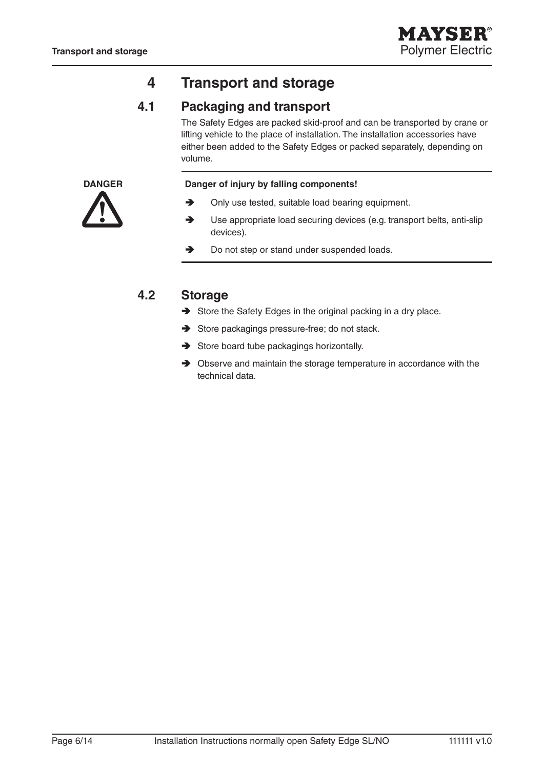# 4 Transport and storage

## 4.1 Packaging and transport

The Safety Edges are packed skid-proof and can be transported by crane or lifting vehicle to the place of installation. The installation accessories have either been added to the Safety Edges or packed separately, depending on volume.

**DANGER**

**Danger of injury by falling components!**

- ➔ Only use tested, suitable load bearing equipment.
- ➔ Use appropriate load securing devices (e.g. transport belts, anti-slip devices).
- ➔ Do not step or stand under suspended loads.

## 4.2 Storage

- ➔ Store the Safety Edges in the original packing in a dry place.
- ➔ Store packagings pressure-free; do not stack.
- ➔ Store board tube packagings horizontally.
- ➔ Observe and maintain the storage temperature in accordance with the technical data.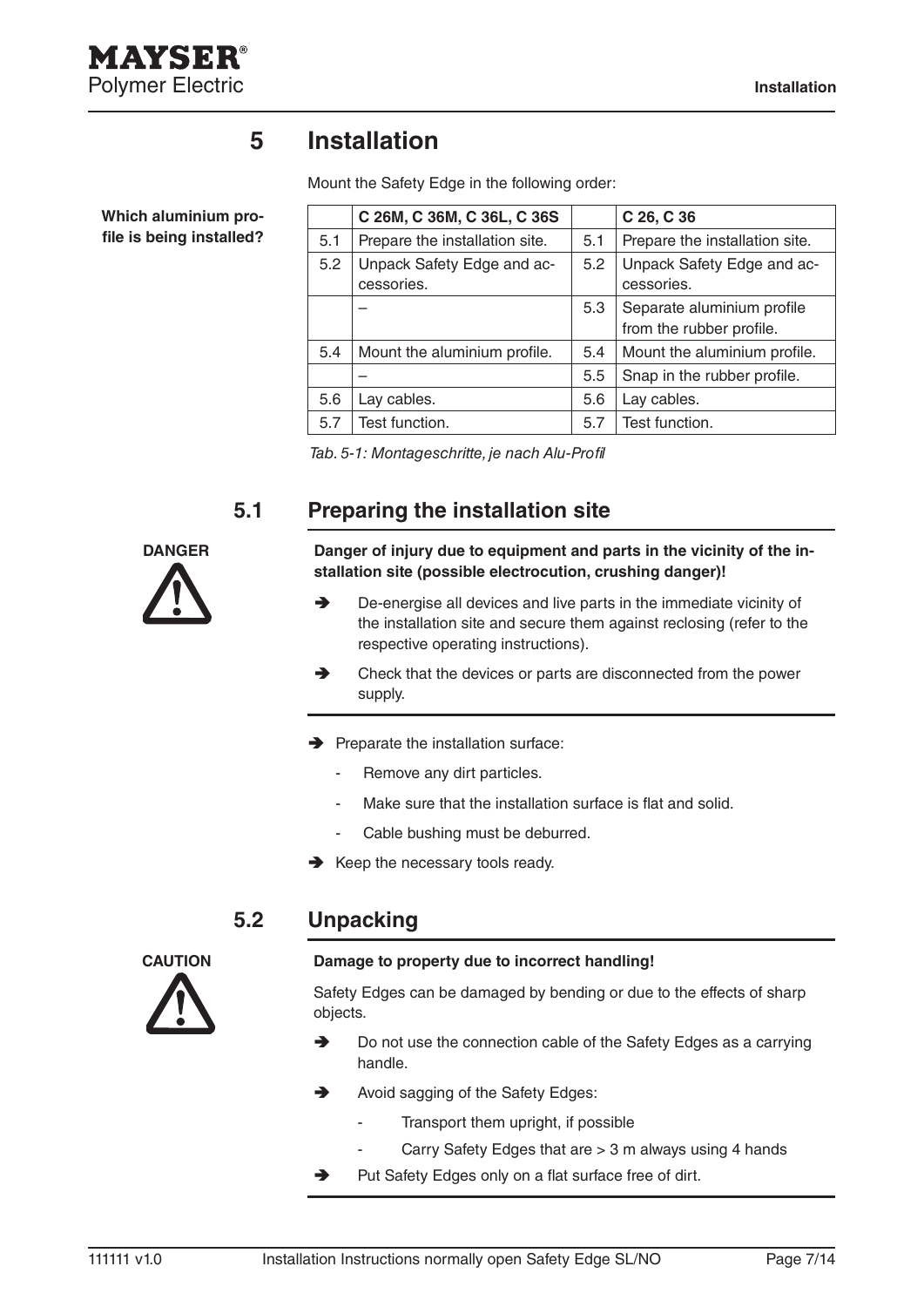# 5 Installation

Mount the Safety Edge in the following order:

**Which aluminium profile is being installed?**

| | C 26M, C 36M, C 36L, C 36S | | C 26, C 36 |
|---|---|---|---|
| 5.1 | Prepare the installation site. | 5.1 | Prepare the installation site. |
| 5.2 | Unpack Safety Edge and accessories. | 5.2 | Unpack Safety Edge and accessories. |
| | – | 5.3 | Separate aluminium profile from the rubber profile. |
| 5.4 | Mount the aluminium profile. | 5.4 | Mount the aluminium profile. |
| | – | 5.5 | Snap in the rubber profile. |
| 5.6 | Lay cables. | 5.6 | Lay cables. |
| 5.7 | Test function. | 5.7 | Test function. |

*Tab. 5-1: Montageschritte, je nach Alu-Profil*

## 5.1 Preparing the installation site

**DANGER**

**Danger of injury due to equipment and parts in the vicinity of the installation site (possible electrocution, crushing danger)!**

- ➔ De-energise all devices and live parts in the immediate vicinity of the installation site and secure them against reclosing (refer to the respective operating instructions).
- ➔ Check that the devices or parts are disconnected from the power supply.

- ➔ Preparate the installation surface:
  - Remove any dirt particles.
  - Make sure that the installation surface is flat and solid.
  - Cable bushing must be deburred.
- ➔ Keep the necessary tools ready.

## 5.2 Unpacking

**CAUTION**

**Damage to property due to incorrect handling!**

Safety Edges can be damaged by bending or due to the effects of sharp objects.

- ➔ Do not use the connection cable of the Safety Edges as a carrying handle.
- ➔ Avoid sagging of the Safety Edges:
  - Transport them upright, if possible
  - Carry Safety Edges that are > 3 m always using 4 hands
- ➔ Put Safety Edges only on a flat surface free of dirt.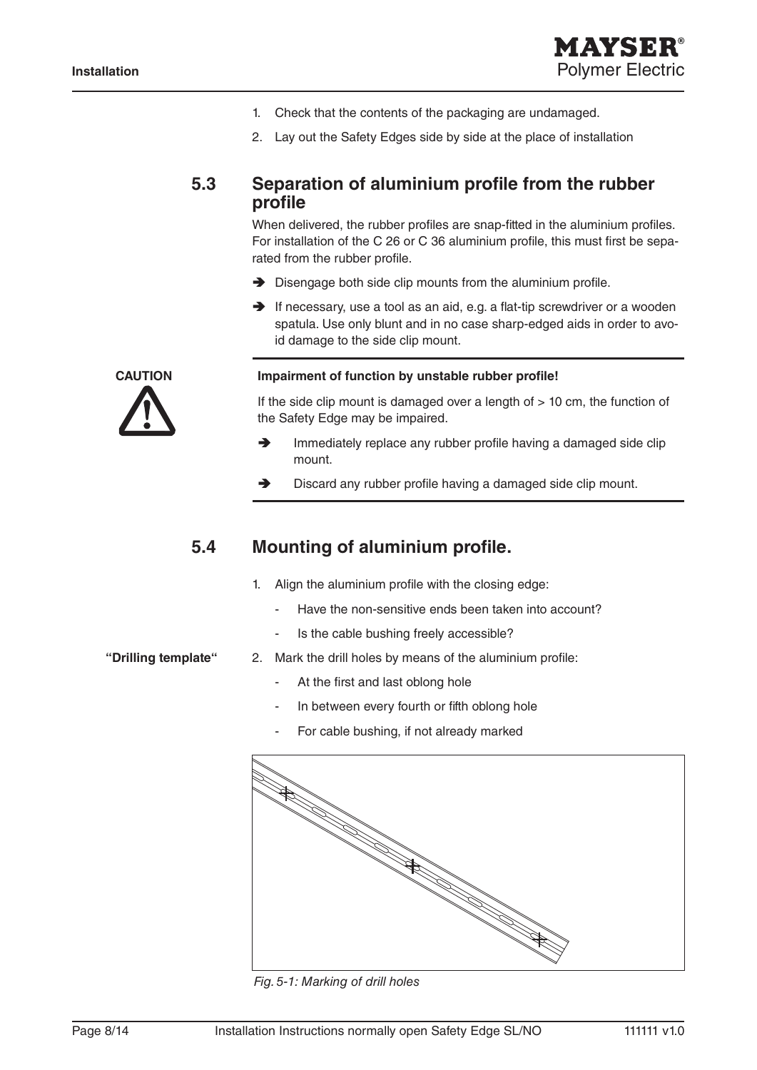1. Check that the contents of the packaging are undamaged.
2. Lay out the Safety Edges side by side at the place of installation

## 5.3 Separation of aluminium profile from the rubber profile

When delivered, the rubber profiles are snap-fitted in the aluminium profiles. For installation of the C 26 or C 36 aluminium profile, this must first be separated from the rubber profile.

➔ Disengage both side clip mounts from the aluminium profile.

➔ If necessary, use a tool as an aid, e.g. a flat-tip screwdriver or a wooden spatula. Use only blunt and in no case sharp-edged aids in order to avoid damage to the side clip mount.

**CAUTION**

**Impairment of function by unstable rubber profile!**

If the side clip mount is damaged over a length of > 10 cm, the function of the Safety Edge may be impaired.

➔ Immediately replace any rubber profile having a damaged side clip mount.

➔ Discard any rubber profile having a damaged side clip mount.

## 5.4 Mounting of aluminium profile.

1. Align the aluminium profile with the closing edge:
   - Have the non-sensitive ends been taken into account?
   - Is the cable bushing freely accessible?

**"Drilling template"**

2. Mark the drill holes by means of the aluminium profile:
   - At the first and last oblong hole
   - In between every fourth or fifth oblong hole
   - For cable bushing, if not already marked

*Fig. 5-1: Marking of drill holes*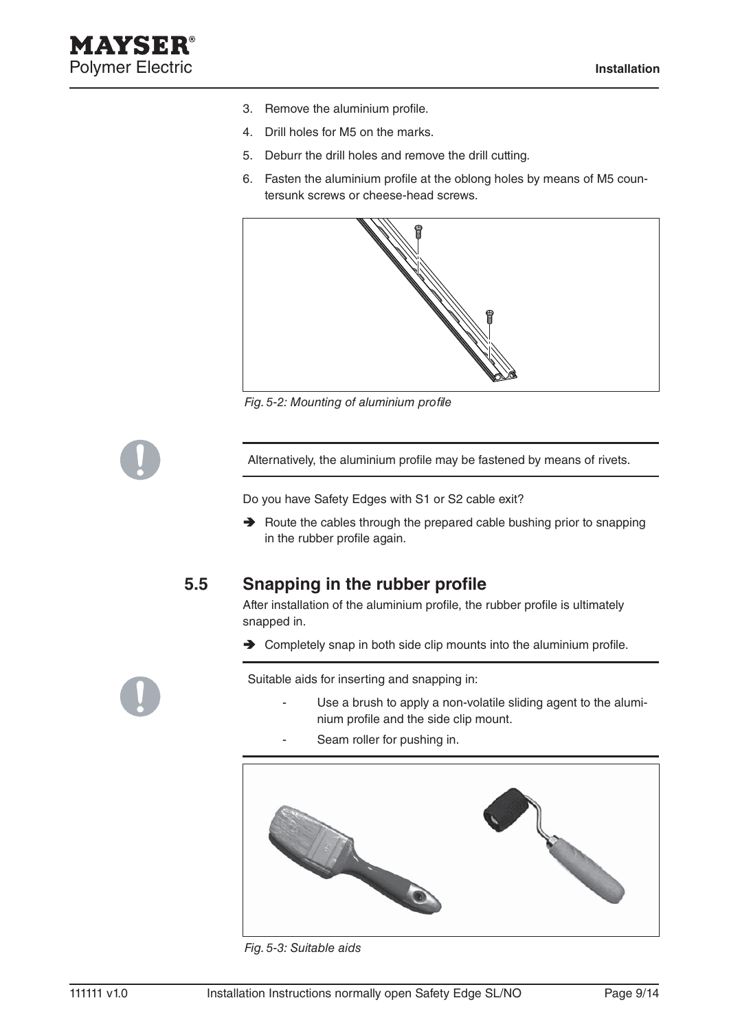3. Remove the aluminium profile.
4. Drill holes for M5 on the marks.
5. Deburr the drill holes and remove the drill cutting.
6. Fasten the aluminium profile at the oblong holes by means of M5 countersunk screws or cheese-head screws.

*Fig. 5-2: Mounting of aluminium profile*

Alternatively, the aluminium profile may be fastened by means of rivets.

Do you have Safety Edges with S1 or S2 cable exit?

➔ Route the cables through the prepared cable bushing prior to snapping in the rubber profile again.

## 5.5 Snapping in the rubber profile

After installation of the aluminium profile, the rubber profile is ultimately snapped in.

➔ Completely snap in both side clip mounts into the aluminium profile.

Suitable aids for inserting and snapping in:

- Use a brush to apply a non-volatile sliding agent to the aluminium profile and the side clip mount.
- Seam roller for pushing in.

*Fig. 5-3: Suitable aids*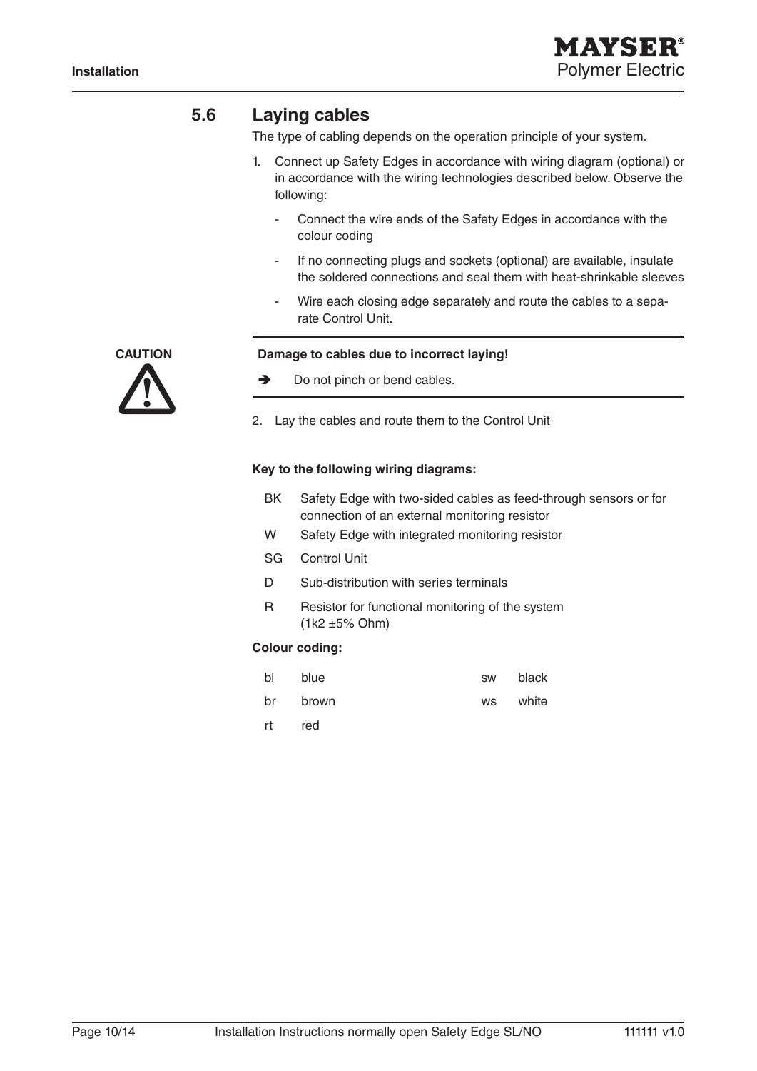## 5.6 Laying cables

The type of cabling depends on the operation principle of your system.

1. Connect up Safety Edges in accordance with wiring diagram (optional) or in accordance with the wiring technologies described below. Observe the following:
   - Connect the wire ends of the Safety Edges in accordance with the colour coding
   - If no connecting plugs and sockets (optional) are available, insulate the soldered connections and seal them with heat-shrinkable sleeves
   - Wire each closing edge separately and route the cables to a separate Control Unit.

**CAUTION**

**Damage to cables due to incorrect laying!**

➔ Do not pinch or bend cables.

2. Lay the cables and route them to the Control Unit

**Key to the following wiring diagrams:**

| | |
|---|---|
| BK | Safety Edge with two-sided cables as feed-through sensors or for connection of an external monitoring resistor |
| W | Safety Edge with integrated monitoring resistor |
| SG | Control Unit |
| D | Sub-distribution with series terminals |
| R | Resistor for functional monitoring of the system (1k2 ±5% Ohm) |

**Colour coding:**

| | | | |
|---|---|---|---|
| bl | blue | sw | black |
| br | brown | ws | white |
| rt | red | | |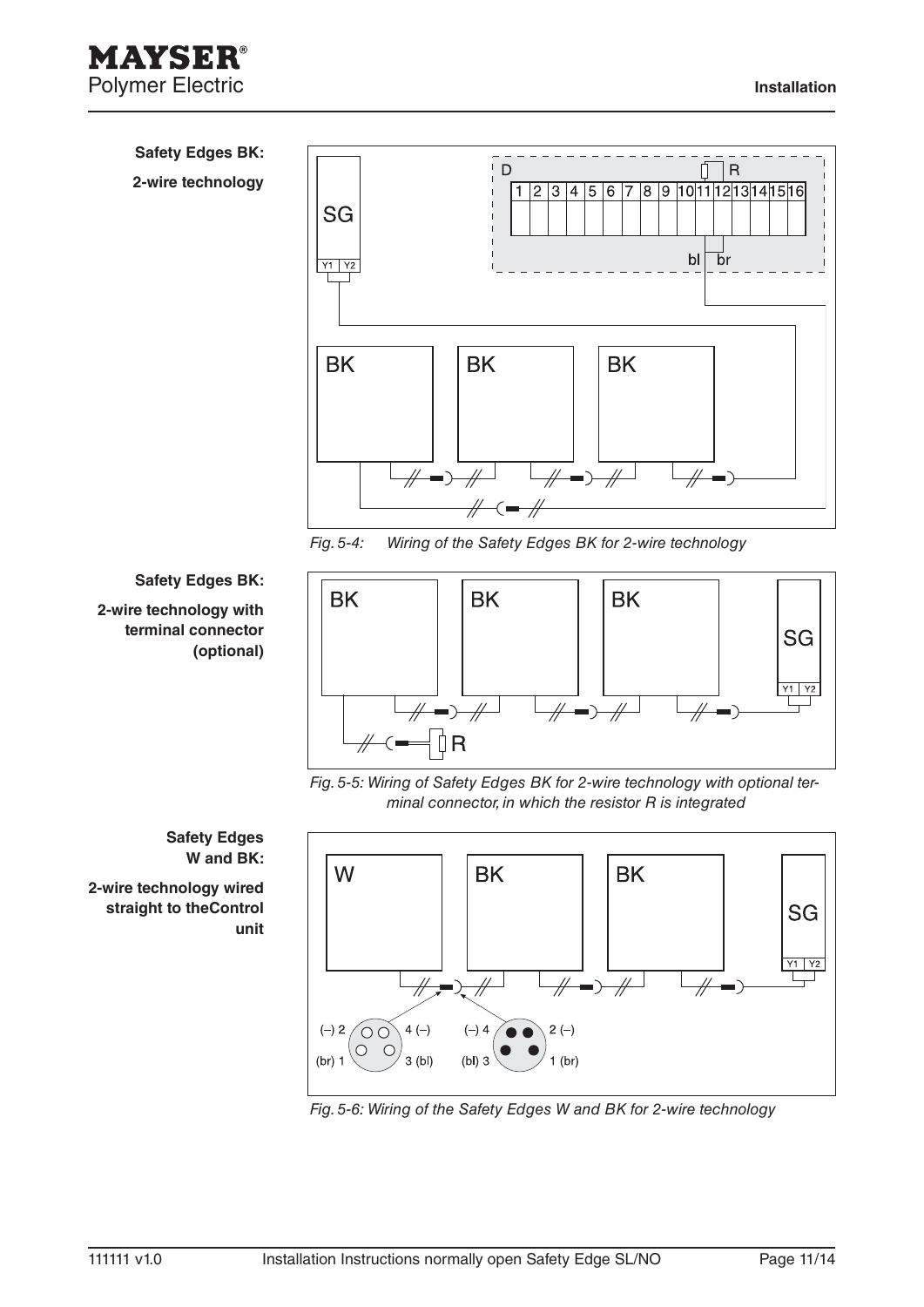**Safety Edges BK:**

**2-wire technology**

*Fig. 5-4: Wiring of the Safety Edges BK for 2-wire technology*

**Safety Edges BK:**

**2-wire technology with terminal connector (optional)**

*Fig. 5-5: Wiring of Safety Edges BK for 2-wire technology with optional terminal connector, in which the resistor R is integrated*

**Safety Edges W and BK:**

**2-wire technology wired straight to theControl unit**

*Fig. 5-6: Wiring of the Safety Edges W and BK for 2-wire technology*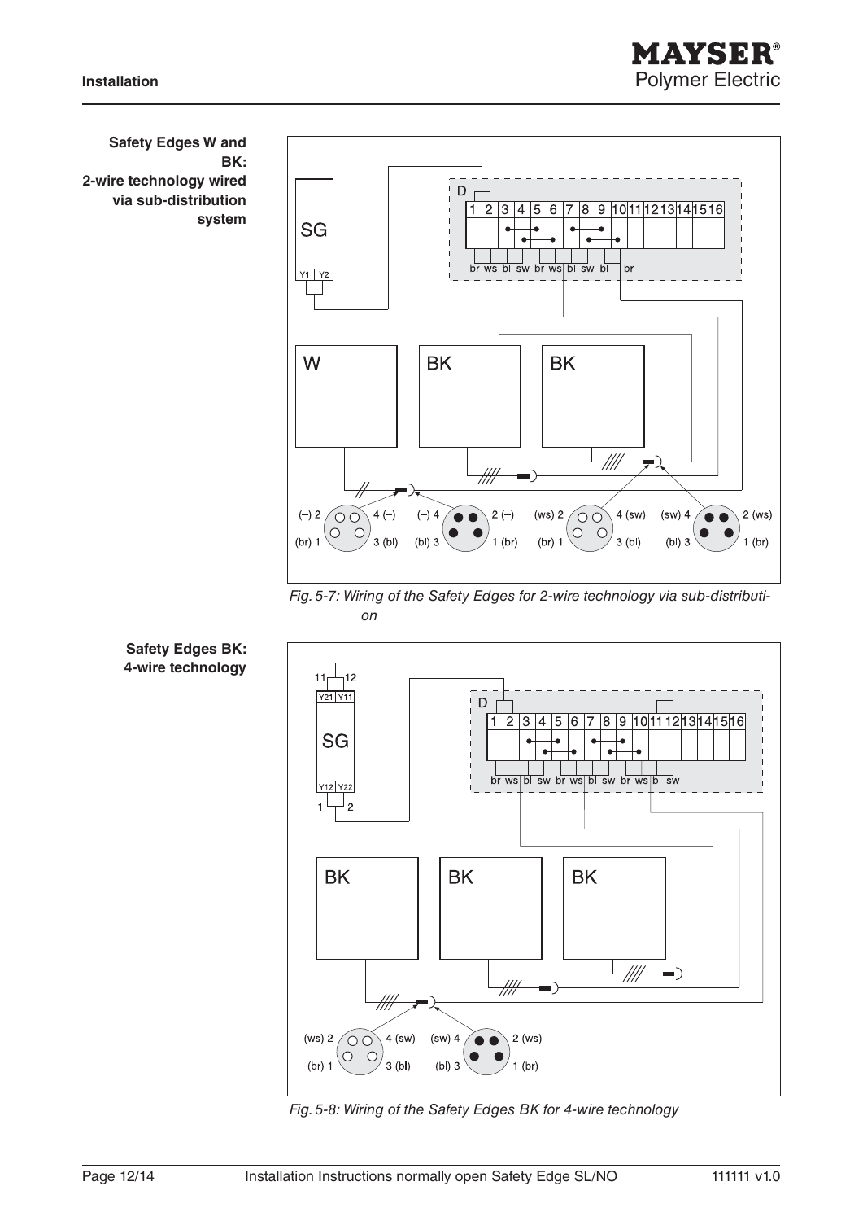**Safety Edges W and BK: 2-wire technology wired via sub-distribution system**

*Fig. 5-7: Wiring of the Safety Edges for 2-wire technology via sub-distribution*

**Safety Edges BK: 4-wire technology**

*Fig. 5-8: Wiring of the Safety Edges BK for 4-wire technology*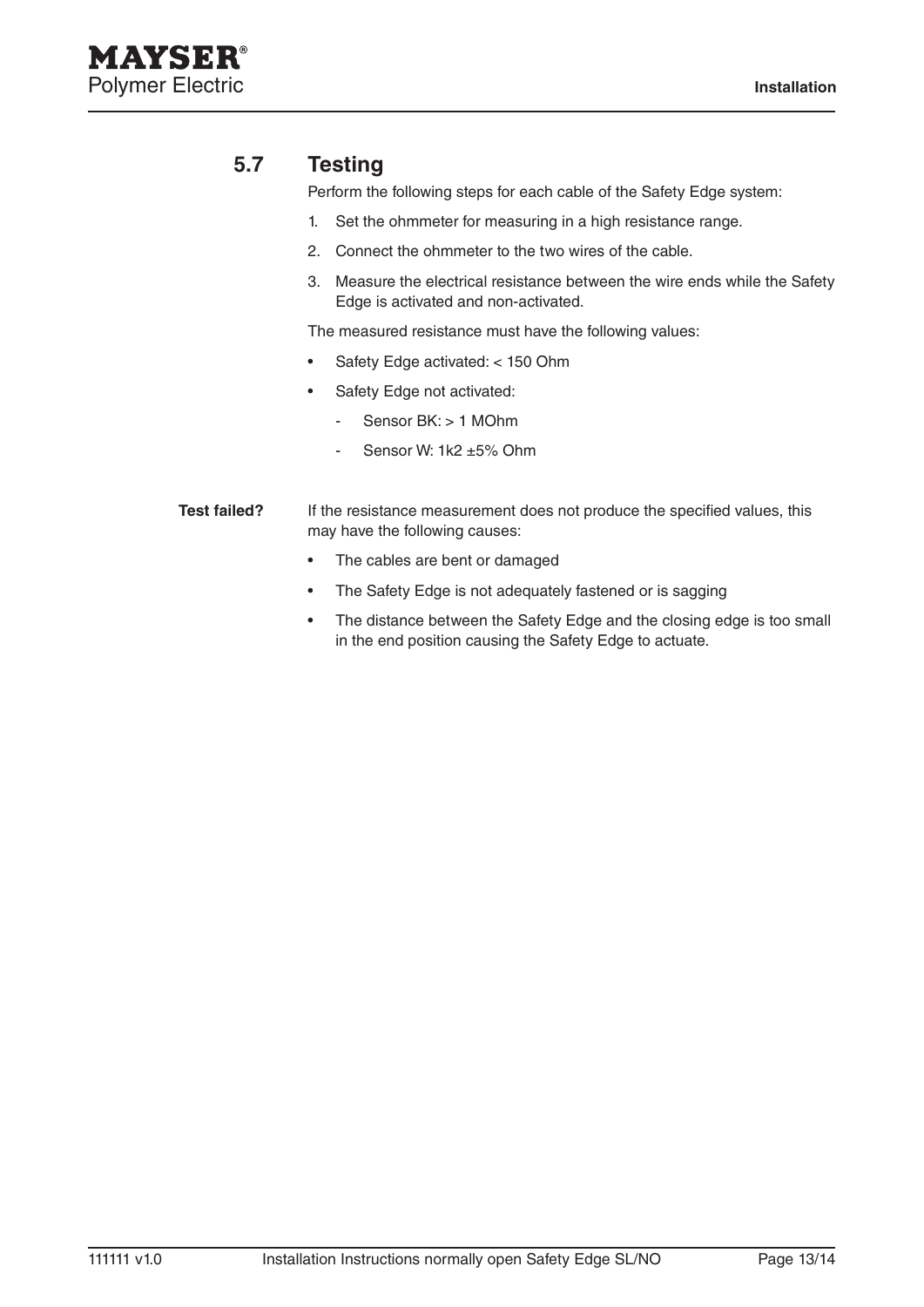## 5.7 Testing

Perform the following steps for each cable of the Safety Edge system:

1. Set the ohmmeter for measuring in a high resistance range.
2. Connect the ohmmeter to the two wires of the cable.
3. Measure the electrical resistance between the wire ends while the Safety Edge is activated and non-activated.

The measured resistance must have the following values:

- Safety Edge activated: < 150 Ohm
- Safety Edge not activated:
  - Sensor BK: > 1 MOhm
  - Sensor W: 1k2 ±5% Ohm

**Test failed?**

If the resistance measurement does not produce the specified values, this may have the following causes:

- The cables are bent or damaged
- The Safety Edge is not adequately fastened or is sagging
- The distance between the Safety Edge and the closing edge is too small in the end position causing the Safety Edge to actuate.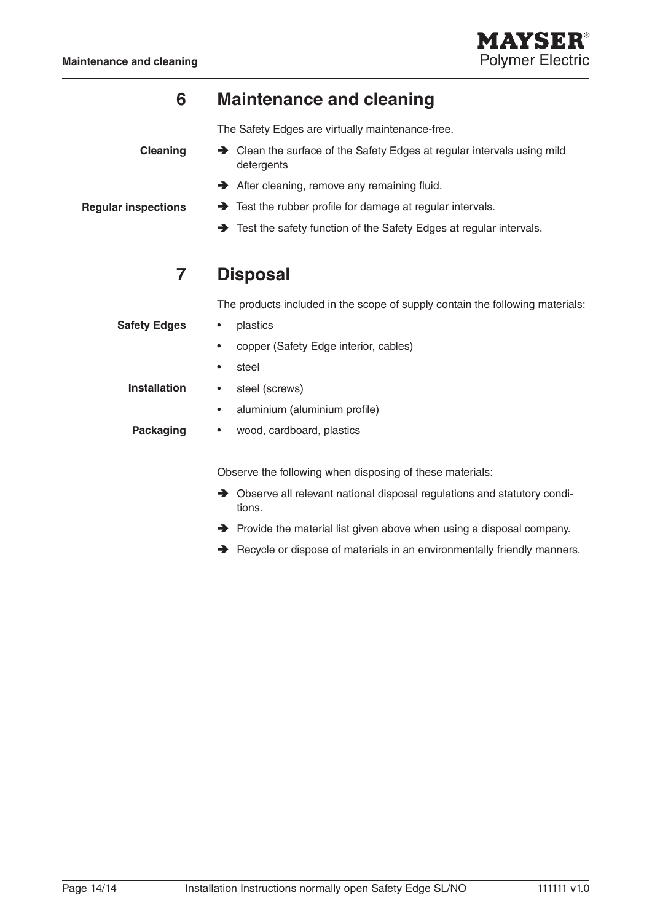# 6 Maintenance and cleaning

The Safety Edges are virtually maintenance-free.

**Cleaning**

- ➔ Clean the surface of the Safety Edges at regular intervals using mild detergents
- ➔ After cleaning, remove any remaining fluid.

**Regular inspections**

- ➔ Test the rubber profile for damage at regular intervals.
- ➔ Test the safety function of the Safety Edges at regular intervals.

# 7 Disposal

The products included in the scope of supply contain the following materials:

**Safety Edges**

- plastics
- copper (Safety Edge interior, cables)
- steel

**Installation**

- steel (screws)
- aluminium (aluminium profile)

**Packaging**

- wood, cardboard, plastics

Observe the following when disposing of these materials:

- ➔ Observe all relevant national disposal regulations and statutory conditions.
- ➔ Provide the material list given above when using a disposal company.
- ➔ Recycle or dispose of materials in an environmentally friendly manners.